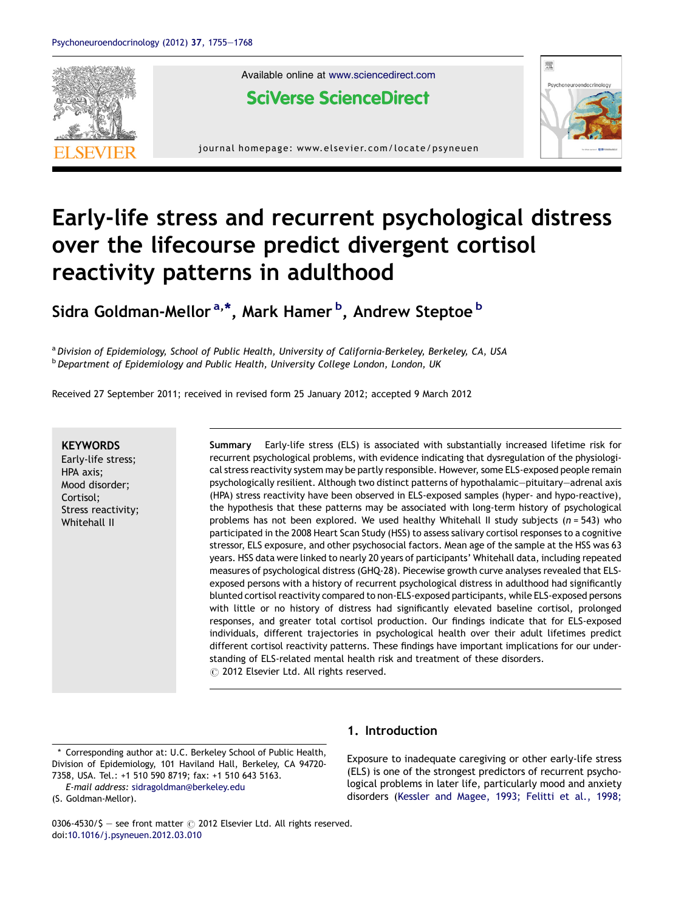# Early-life stress and recurrent psychological distress over the lifecourse predict divergent cortisol reactivity patterns in adulthood

Sidra Goldman-Mellor [a,*], Mark Hamer [b], Andrew Steptoe [b]

[a] Division of Epidemiology, School of Public Health, University of California-Berkeley, Berkeley, CA, USA
[b] Department of Epidemiology and Public Health, University College London, London, UK

Received 27 September 2011; received in revised form 25 January 2012; accepted 9 March 2012

**KEYWORDS**
Early-life stress;
HPA axis;
Mood disorder;
Cortisol;
Stress reactivity;
Whitehall II

**Summary** Early-life stress (ELS) is associated with substantially increased lifetime risk for recurrent psychological problems, with evidence indicating that dysregulation of the physiological stress reactivity system may be partly responsible. However, some ELS-exposed people remain psychologically resilient. Although two distinct patterns of hypothalamic—pituitary—adrenal axis (HPA) stress reactivity have been observed in ELS-exposed samples (hyper- and hypo-reactive), the hypothesis that these patterns may be associated with long-term history of psychological problems has not been explored. We used healthy Whitehall II study subjects ($n = 543$) who participated in the 2008 Heart Scan Study (HSS) to assess salivary cortisol responses to a cognitive stressor, ELS exposure, and other psychosocial factors. Mean age of the sample at the HSS was 63 years. HSS data were linked to nearly 20 years of participants' Whitehall data, including repeated measures of psychological distress (GHQ-28). Piecewise growth curve analyses revealed that ELS-exposed persons with a history of recurrent psychological distress in adulthood had significantly blunted cortisol reactivity compared to non-ELS-exposed participants, while ELS-exposed persons with little or no history of distress had significantly elevated baseline cortisol, prolonged responses, and greater total cortisol production. Our findings indicate that for ELS-exposed individuals, different trajectories in psychological health over their adult lifetimes predict different cortisol reactivity patterns. These findings have important implications for our understanding of ELS-related mental health risk and treatment of these disorders.
© 2012 Elsevier Ltd. All rights reserved.

## 1. Introduction

Exposure to inadequate caregiving or other early-life stress (ELS) is one of the strongest predictors of recurrent psychological problems in later life, particularly mood and anxiety disorders (Kessler and Magee, 1993; Felitti et al., 1998;

* Corresponding author at: U.C. Berkeley School of Public Health, Division of Epidemiology, 101 Haviland Hall, Berkeley, CA 94720-7358, USA. Tel.: +1 510 590 8719; fax: +1 510 643 5163.
E-mail address: sidragoldman@berkeley.edu
(S. Goldman-Mellor).

0306-4530/$ — see front matter © 2012 Elsevier Ltd. All rights reserved.
doi:10.1016/j.psyneuen.2012.03.010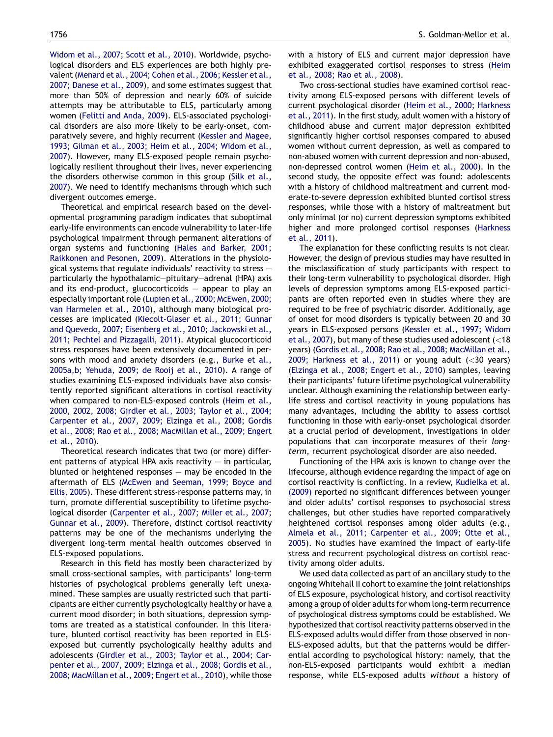Widom et al., 2007; Scott et al., 2010). Worldwide, psychological disorders and ELS experiences are both highly prevalent (Menard et al., 2004; Cohen et al., 2006; Kessler et al., 2007; Danese et al., 2009), and some estimates suggest that more than 50% of depression and nearly 60% of suicide attempts may be attributable to ELS, particularly among women (Felitti and Anda, 2009). ELS-associated psychological disorders are also more likely to be early-onset, comparatively severe, and highly recurrent (Kessler and Magee, 1993; Gilman et al., 2003; Heim et al., 2004; Widom et al., 2007). However, many ELS-exposed people remain psychologically resilient throughout their lives, never experiencing the disorders otherwise common in this group (Silk et al., 2007). We need to identify mechanisms through which such divergent outcomes emerge.

Theoretical and empirical research based on the developmental programming paradigm indicates that suboptimal early-life environments can encode vulnerability to later-life psychological impairment through permanent alterations of organ systems and functioning (Hales and Barker, 2001; Raikkonen and Pesonen, 2009). Alterations in the physiological systems that regulate individuals' reactivity to stress — particularly the hypothalamic—pituitary—adrenal (HPA) axis and its end-product, glucocorticoids — appear to play an especially important role (Lupien et al., 2000; McEwen, 2000; van Harmelen et al., 2010), although many biological processes are implicated (Kiecolt-Glaser et al., 2011; Gunnar and Quevedo, 2007; Eisenberg et al., 2010; Jackowski et al., 2011; Pechtel and Pizzagalli, 2011). Atypical glucocorticoid stress responses have been extensively documented in persons with mood and anxiety disorders (e.g., Burke et al., 2005a,b; Yehuda, 2009; de Rooij et al., 2010). A range of studies examining ELS-exposed individuals have also consistently reported significant alterations in cortisol reactivity when compared to non-ELS-exposed controls (Heim et al., 2000, 2002, 2008; Girdler et al., 2003; Taylor et al., 2004; Carpenter et al., 2007, 2009; Elzinga et al., 2008; Gordis et al., 2008; Rao et al., 2008; MacMillan et al., 2009; Engert et al., 2010).

Theoretical research indicates that two (or more) different patterns of atypical HPA axis reactivity — in particular, blunted or heightened responses — may be encoded in the aftermath of ELS (McEwen and Seeman, 1999; Boyce and Ellis, 2005). These different stress-response patterns may, in turn, promote differential susceptibility to lifetime psychological disorder (Carpenter et al., 2007; Miller et al., 2007; Gunnar et al., 2009). Therefore, distinct cortisol reactivity patterns may be one of the mechanisms underlying the divergent long-term mental health outcomes observed in ELS-exposed populations.

Research in this field has mostly been characterized by small cross-sectional samples, with participants' long-term histories of psychological problems generally left unexamined. These samples are usually restricted such that participants are either currently psychologically healthy or have a current mood disorder; in both situations, depression symptoms are treated as a statistical confounder. In this literature, blunted cortisol reactivity has been reported in ELS-exposed but currently psychologically healthy adults and adolescents (Girdler et al., 2003; Taylor et al., 2004; Carpenter et al., 2007, 2009; Elzinga et al., 2008; Gordis et al., 2008; MacMillan et al., 2009; Engert et al., 2010), while those with a history of ELS and current major depression have exhibited exaggerated cortisol responses to stress (Heim et al., 2008; Rao et al., 2008).

Two cross-sectional studies have examined cortisol reactivity among ELS-exposed persons with different levels of current psychological disorder (Heim et al., 2000; Harkness et al., 2011). In the first study, adult women with a history of childhood abuse and current major depression exhibited significantly higher cortisol responses compared to abused women without current depression, as well as compared to non-abused women with current depression and non-abused, non-depressed control women (Heim et al., 2000). In the second study, the opposite effect was found: adolescents with a history of childhood maltreatment and current moderate-to-severe depression exhibited blunted cortisol stress responses, while those with a history of maltreatment but only minimal (or no) current depression symptoms exhibited higher and more prolonged cortisol responses (Harkness et al., 2011).

The explanation for these conflicting results is not clear. However, the design of previous studies may have resulted in the misclassification of study participants with respect to their long-term vulnerability to psychological disorder. High levels of depression symptoms among ELS-exposed participants are often reported even in studies where they are required to be free of psychiatric disorder. Additionally, age of onset for mood disorders is typically between 20 and 30 years in ELS-exposed persons (Kessler et al., 1997; Widom et al., 2007), but many of these studies used adolescent (<18 years) (Gordis et al., 2008; Rao et al., 2008; MacMillan et al., 2009; Harkness et al., 2011) or young adult (<30 years) (Elzinga et al., 2008; Engert et al., 2010) samples, leaving their participants' future lifetime psychological vulnerability unclear. Although examining the relationship between early-life stress and cortisol reactivity in young populations has many advantages, including the ability to assess cortisol functioning in those with early-onset psychological disorder at a crucial period of development, investigations in older populations that can incorporate measures of their *long-term*, recurrent psychological disorder are also needed.

Functioning of the HPA axis is known to change over the lifecourse, although evidence regarding the impact of age on cortisol reactivity is conflicting. In a review, Kudielka et al. (2009) reported no significant differences between younger and older adults' cortisol responses to psychosocial stress challenges, but other studies have reported comparatively heightened cortisol responses among older adults (e.g., Almela et al., 2011; Carpenter et al., 2009; Otte et al., 2005). No studies have examined the impact of early-life stress and recurrent psychological distress on cortisol reactivity among older adults.

We used data collected as part of an ancillary study to the ongoing Whitehall II cohort to examine the joint relationships of ELS exposure, psychological history, and cortisol reactivity among a group of older adults for whom long-term recurrence of psychological distress symptoms could be established. We hypothesized that cortisol reactivity patterns observed in the ELS-exposed adults would differ from those observed in non-ELS-exposed adults, but that the patterns would be differential according to psychological history: namely, that the non-ELS-exposed participants would exhibit a median response, while ELS-exposed adults *without* a history of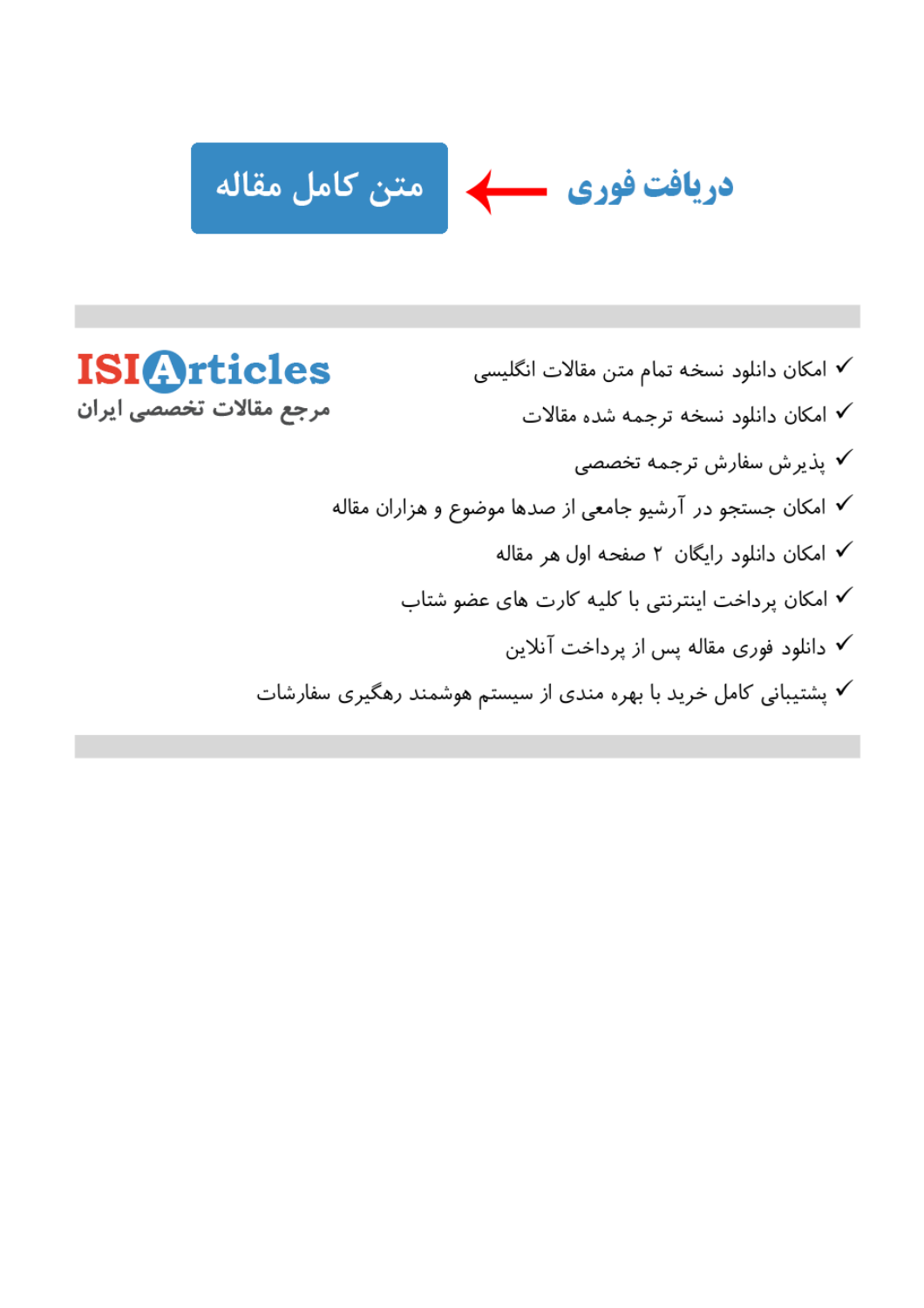دریافت فوری ← **متن کامل مقاله**

**ISIArticles**
مرجع مقالات تخصصی ایران

- ✓ امکان دانلود نسخه تمام متن مقالات انگلیسی
- ✓ امکان دانلود نسخه ترجمه شده مقالات
- ✓ پذیرش سفارش ترجمه تخصصی
- ✓ امکان جستجو در آرشیو جامعی از صدها موضوع و هزاران مقاله
- ✓ امکان دانلود رایگان ۲ صفحه اول هر مقاله
- ✓ امکان پرداخت اینترنتی با کلیه کارت های عضو شتاب
- ✓ دانلود فوری مقاله پس از پرداخت آنلاین
- ✓ پشتیبانی کامل خرید با بهره مندی از سیستم هوشمند رهگیری سفارشات